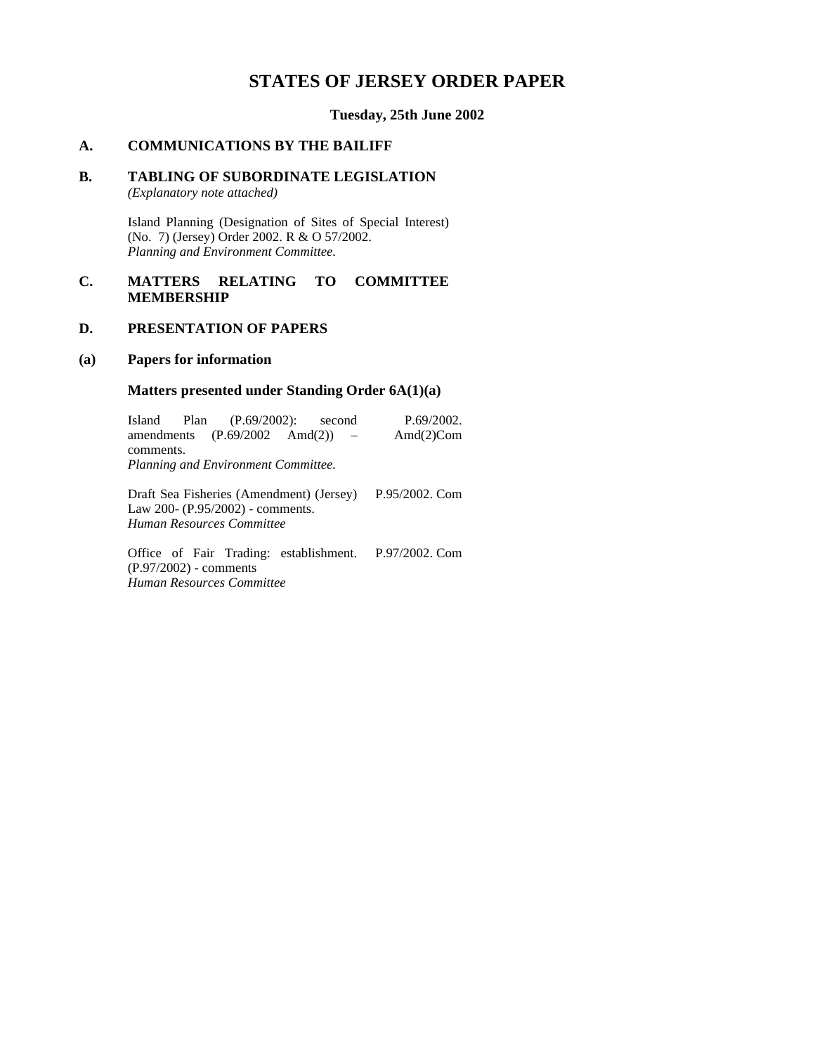# STATES OF JERSEY ORDER PAPER

**Tuesday, 25th June 2002**

## A. COMMUNICATIONS BY THE BAILIFF

## B. TABLING OF SUBORDINATE LEGISLATION

*(Explanatory note attached)*

Island Planning (Designation of Sites of Special Interest) (No. 7) (Jersey) Order 2002. R & O 57/2002.
*Planning and Environment Committee.*

## C. MATTERS RELATING TO COMMITTEE MEMBERSHIP

## D. PRESENTATION OF PAPERS

### (a) Papers for information

### Matters presented under Standing Order 6A(1)(a)

Island Plan (P.69/2002): second amendments (P.69/2002 Amd(2)) – comments. — P.69/2002. Amd(2)Com
*Planning and Environment Committee.*

Draft Sea Fisheries (Amendment) (Jersey) Law 200- (P.95/2002) - comments. — P.95/2002. Com
*Human Resources Committee*

Office of Fair Trading: establishment. (P.97/2002) - comments — P.97/2002. Com
*Human Resources Committee*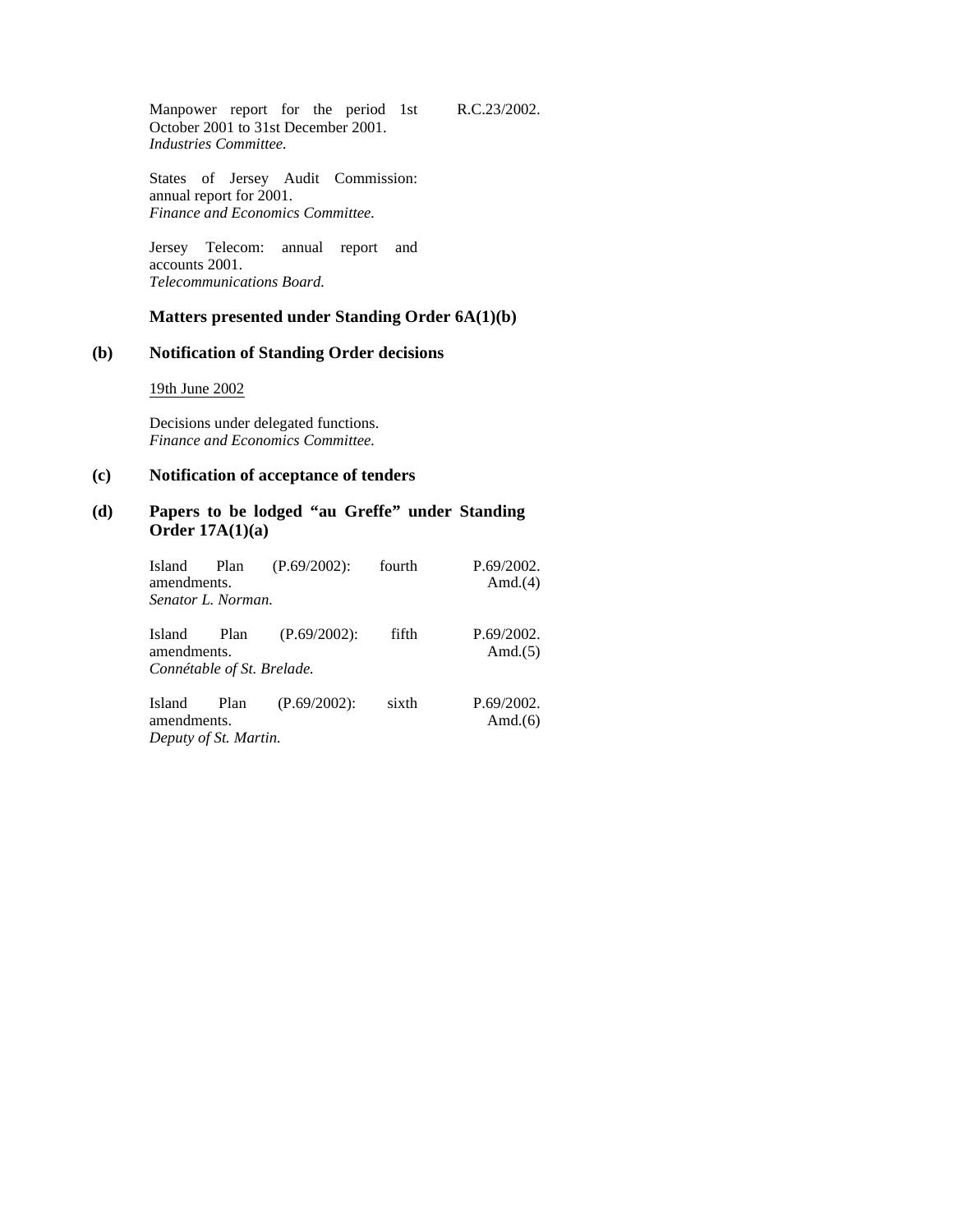Manpower report for the period 1st October 2001 to 31st December 2001. R.C.23/2002.
*Industries Committee.*

States of Jersey Audit Commission: annual report for 2001.
*Finance and Economics Committee.*

Jersey Telecom: annual report and accounts 2001.
*Telecommunications Board.*

**Matters presented under Standing Order 6A(1)(b)**

**(b) Notification of Standing Order decisions**

<u>19th June 2002</u>

Decisions under delegated functions.
*Finance and Economics Committee.*

**(c) Notification of acceptance of tenders**

**(d) Papers to be lodged “au Greffe” under Standing Order 17A(1)(a)**

Island Plan (P.69/2002): fourth amendments. P.69/2002. Amd.(4)
*Senator L. Norman.*

Island Plan (P.69/2002): fifth amendments. P.69/2002. Amd.(5)
*Connétable of St. Brelade.*

Island Plan (P.69/2002): sixth amendments. P.69/2002. Amd.(6)
*Deputy of St. Martin.*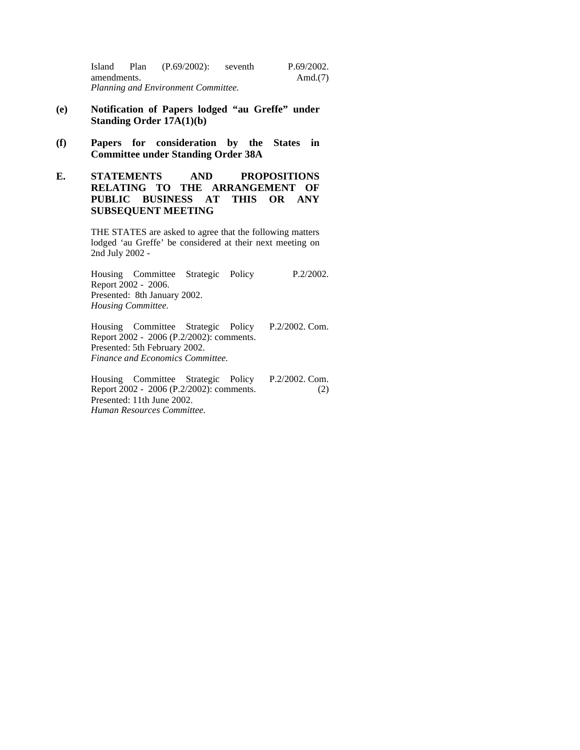Island Plan (P.69/2002): seventh amendments. P.69/2002. Amd.(7)
*Planning and Environment Committee.*

**(e) Notification of Papers lodged "au Greffe" under Standing Order 17A(1)(b)**

**(f) Papers for consideration by the States in Committee under Standing Order 38A**

**E. STATEMENTS AND PROPOSITIONS RELATING TO THE ARRANGEMENT OF PUBLIC BUSINESS AT THIS OR ANY SUBSEQUENT MEETING**

THE STATES are asked to agree that the following matters lodged 'au Greffe' be considered at their next meeting on 2nd July 2002 -

Housing Committee Strategic Policy Report 2002 - 2006. P.2/2002.
Presented: 8th January 2002.
*Housing Committee.*

Housing Committee Strategic Policy Report 2002 - 2006 (P.2/2002): comments. P.2/2002. Com.
Presented: 5th February 2002.
*Finance and Economics Committee.*

Housing Committee Strategic Policy Report 2002 - 2006 (P.2/2002): comments. P.2/2002. Com.(2)
Presented: 11th June 2002.
*Human Resources Committee.*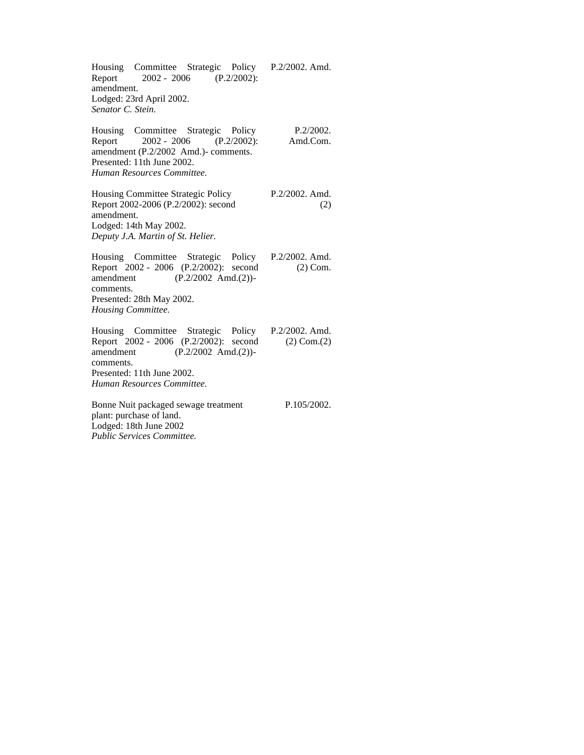Housing Committee Strategic Policy Report 2002 - 2006 (P.2/2002): amendment.
Lodged: 23rd April 2002.
*Senator C. Stein.*
P.2/2002. Amd.

Housing Committee Strategic Policy Report 2002 - 2006 (P.2/2002): amendment (P.2/2002 Amd.)- comments.
Presented: 11th June 2002.
*Human Resources Committee.*
P.2/2002. Amd.Com.

Housing Committee Strategic Policy Report 2002-2006 (P.2/2002): second amendment.
Lodged: 14th May 2002.
*Deputy J.A. Martin of St. Helier.*
P.2/2002. Amd. (2)

Housing Committee Strategic Policy Report 2002 - 2006 (P.2/2002): second amendment (P.2/2002 Amd.(2))- comments.
Presented: 28th May 2002.
*Housing Committee.*
P.2/2002. Amd. (2) Com.

Housing Committee Strategic Policy Report 2002 - 2006 (P.2/2002): second amendment (P.2/2002 Amd.(2))- comments.
Presented: 11th June 2002.
*Human Resources Committee.*
P.2/2002. Amd. (2) Com.(2)

Bonne Nuit packaged sewage treatment plant: purchase of land.
Lodged: 18th June 2002
*Public Services Committee.*
P.105/2002.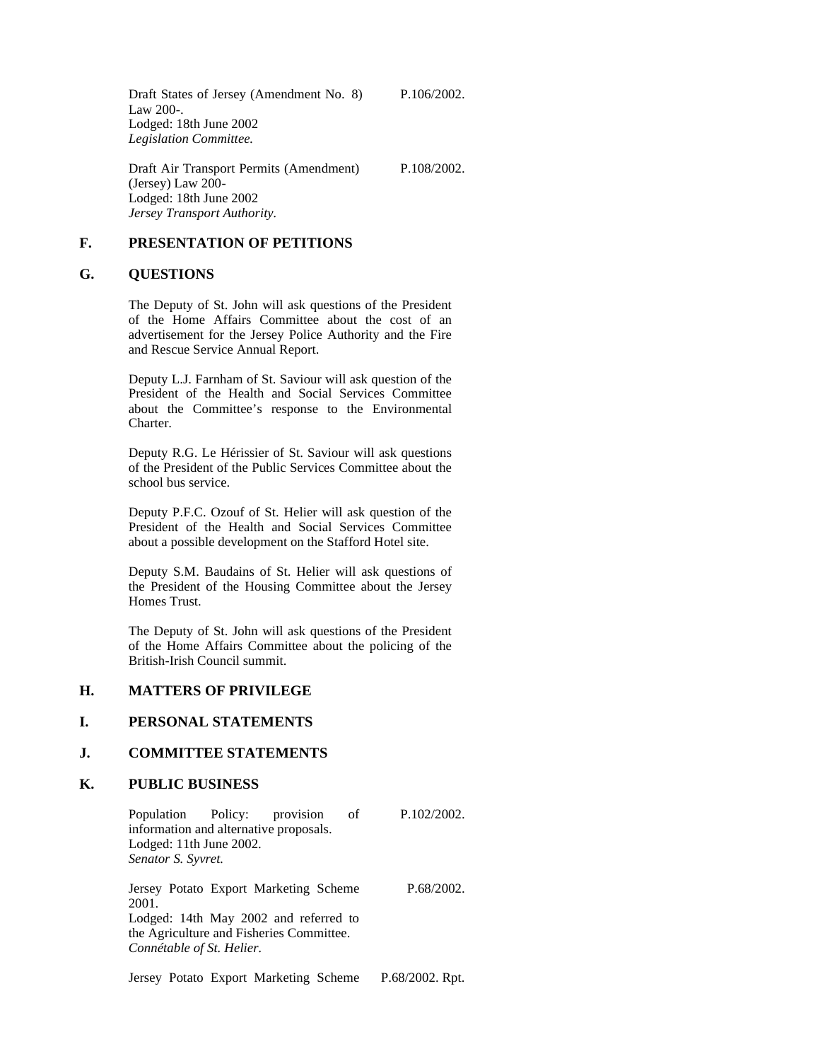Draft States of Jersey (Amendment No. 8) Law 200-. P.106/2002.
Lodged: 18th June 2002
*Legislation Committee.*

Draft Air Transport Permits (Amendment) (Jersey) Law 200- P.108/2002.
Lodged: 18th June 2002
*Jersey Transport Authority.*

## F. PRESENTATION OF PETITIONS

## G. QUESTIONS

The Deputy of St. John will ask questions of the President of the Home Affairs Committee about the cost of an advertisement for the Jersey Police Authority and the Fire and Rescue Service Annual Report.

Deputy L.J. Farnham of St. Saviour will ask question of the President of the Health and Social Services Committee about the Committee's response to the Environmental Charter.

Deputy R.G. Le Hérissier of St. Saviour will ask questions of the President of the Public Services Committee about the school bus service.

Deputy P.F.C. Ozouf of St. Helier will ask question of the President of the Health and Social Services Committee about a possible development on the Stafford Hotel site.

Deputy S.M. Baudains of St. Helier will ask questions of the President of the Housing Committee about the Jersey Homes Trust.

The Deputy of St. John will ask questions of the President of the Home Affairs Committee about the policing of the British-Irish Council summit.

## H. MATTERS OF PRIVILEGE

## I. PERSONAL STATEMENTS

## J. COMMITTEE STATEMENTS

## K. PUBLIC BUSINESS

Population Policy: provision of information and alternative proposals. P.102/2002.
Lodged: 11th June 2002.
*Senator S. Syvret.*

Jersey Potato Export Marketing Scheme 2001. P.68/2002.
Lodged: 14th May 2002 and referred to the Agriculture and Fisheries Committee.
*Connétable of St. Helier.*

Jersey Potato Export Marketing Scheme P.68/2002. Rpt.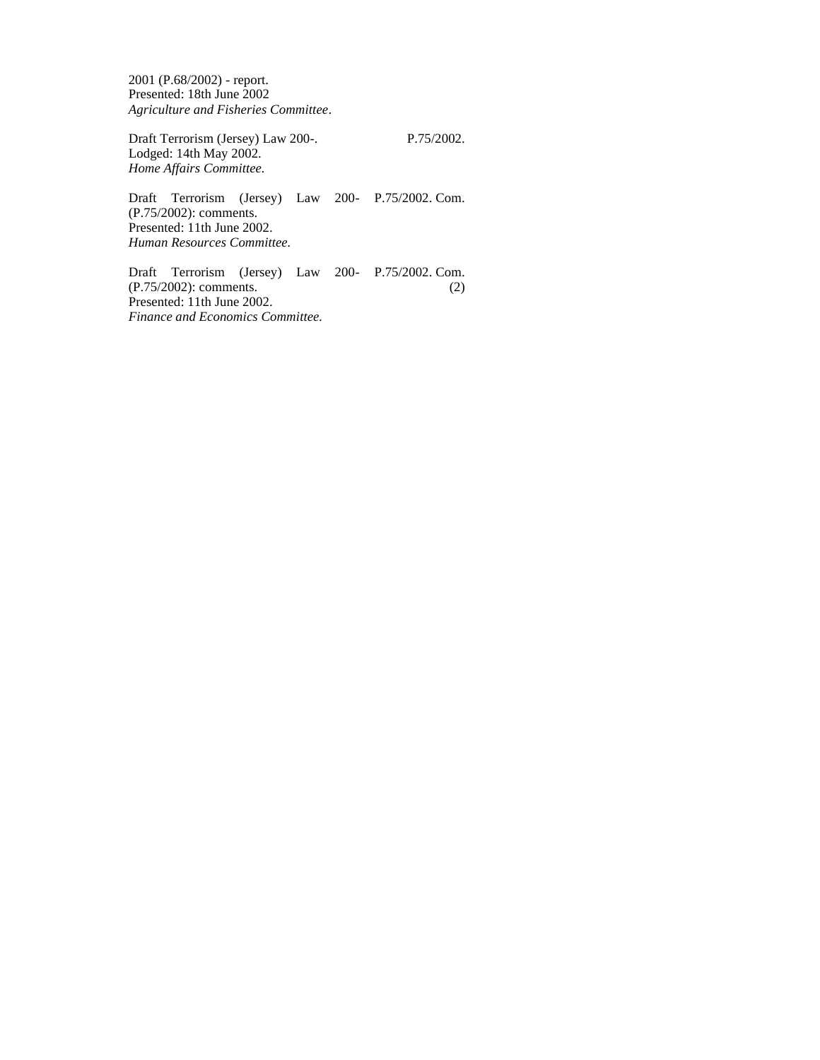2001 (P.68/2002) - report.
Presented: 18th June 2002
*Agriculture and Fisheries Committee*.

Draft Terrorism (Jersey) Law 200-. P.75/2002.
Lodged: 14th May 2002.
*Home Affairs Committee.*

Draft Terrorism (Jersey) Law 200- P.75/2002. Com.
(P.75/2002): comments.
Presented: 11th June 2002.
*Human Resources Committee.*

Draft Terrorism (Jersey) Law 200- P.75/2002. Com.
(P.75/2002): comments. (2)
Presented: 11th June 2002.
*Finance and Economics Committee.*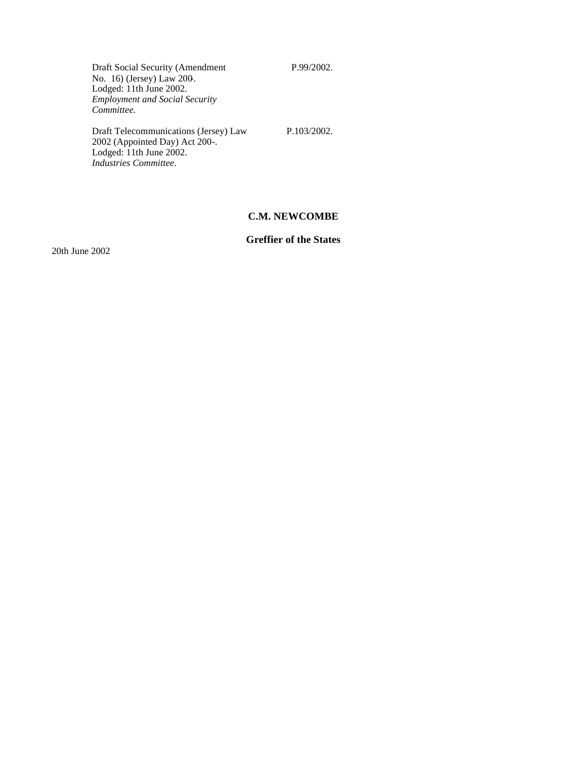| | |
|---|---|
| Draft Social Security (Amendment No. 16) (Jersey) Law 200-.<br>Lodged: 11th June 2002.<br>*Employment and Social Security Committee.* | P.99/2002. |
| Draft Telecommunications (Jersey) Law 2002 (Appointed Day) Act 200-.<br>Lodged: 11th June 2002.<br>*Industries Committee.* | P.103/2002. |

**C.M. NEWCOMBE**

**Greffier of the States**

20th June 2002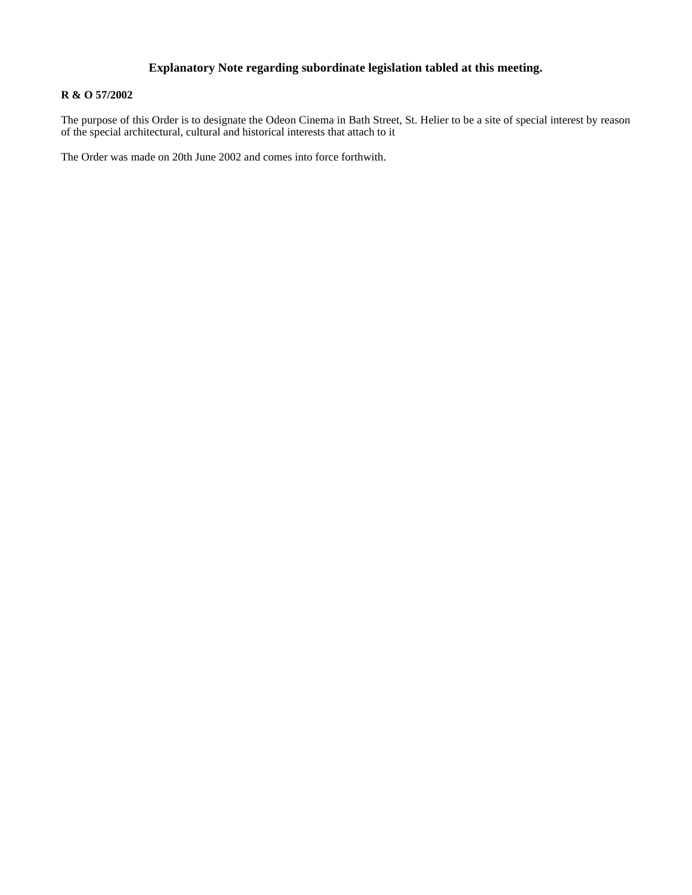## Explanatory Note regarding subordinate legislation tabled at this meeting.

**R & O 57/2002**

The purpose of this Order is to designate the Odeon Cinema in Bath Street, St. Helier to be a site of special interest by reason of the special architectural, cultural and historical interests that attach to it

The Order was made on 20th June 2002 and comes into force forthwith.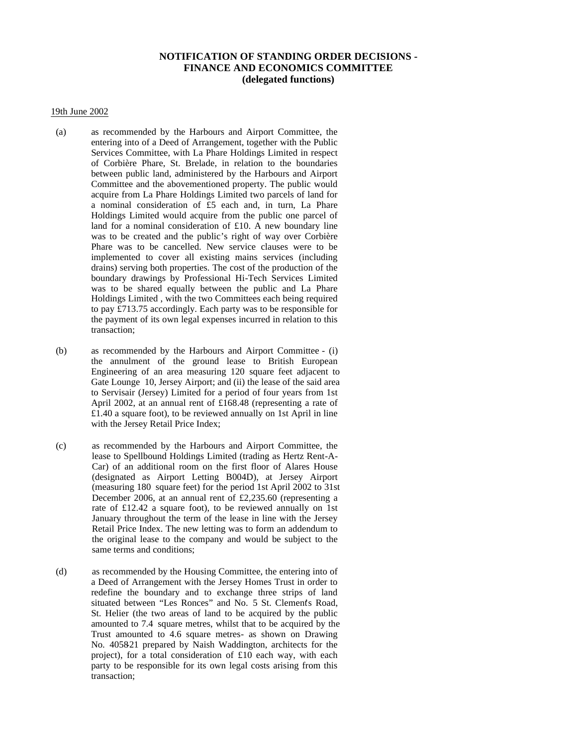**NOTIFICATION OF STANDING ORDER DECISIONS - FINANCE AND ECONOMICS COMMITTEE (delegated functions)**

19th June 2002

(a) as recommended by the Harbours and Airport Committee, the entering into of a Deed of Arrangement, together with the Public Services Committee, with La Phare Holdings Limited in respect of Corbière Phare, St. Brelade, in relation to the boundaries between public land, administered by the Harbours and Airport Committee and the abovementioned property. The public would acquire from La Phare Holdings Limited two parcels of land for a nominal consideration of £5 each and, in turn, La Phare Holdings Limited would acquire from the public one parcel of land for a nominal consideration of £10. A new boundary line was to be created and the public's right of way over Corbière Phare was to be cancelled. New service clauses were to be implemented to cover all existing mains services (including drains) serving both properties. The cost of the production of the boundary drawings by Professional Hi-Tech Services Limited was to be shared equally between the public and La Phare Holdings Limited , with the two Committees each being required to pay £713.75 accordingly. Each party was to be responsible for the payment of its own legal expenses incurred in relation to this transaction;

(b) as recommended by the Harbours and Airport Committee - (i) the annulment of the ground lease to British European Engineering of an area measuring 120 square feet adjacent to Gate Lounge 10, Jersey Airport; and (ii) the lease of the said area to Servisair (Jersey) Limited for a period of four years from 1st April 2002, at an annual rent of £168.48 (representing a rate of £1.40 a square foot), to be reviewed annually on 1st April in line with the Jersey Retail Price Index;

(c) as recommended by the Harbours and Airport Committee, the lease to Spellbound Holdings Limited (trading as Hertz Rent-A-Car) of an additional room on the first floor of Alares House (designated as Airport Letting B004D), at Jersey Airport (measuring 180 square feet) for the period 1st April 2002 to 31st December 2006, at an annual rent of £2,235.60 (representing a rate of £12.42 a square foot), to be reviewed annually on 1st January throughout the term of the lease in line with the Jersey Retail Price Index. The new letting was to form an addendum to the original lease to the company and would be subject to the same terms and conditions;

(d) as recommended by the Housing Committee, the entering into of a Deed of Arrangement with the Jersey Homes Trust in order to redefine the boundary and to exchange three strips of land situated between "Les Ronces" and No. 5 St. Clement's Road, St. Helier (the two areas of land to be acquired by the public amounted to 7.4 square metres, whilst that to be acquired by the Trust amounted to 4.6 square metres- as shown on Drawing No. 4058-21 prepared by Naish Waddington, architects for the project), for a total consideration of £10 each way, with each party to be responsible for its own legal costs arising from this transaction;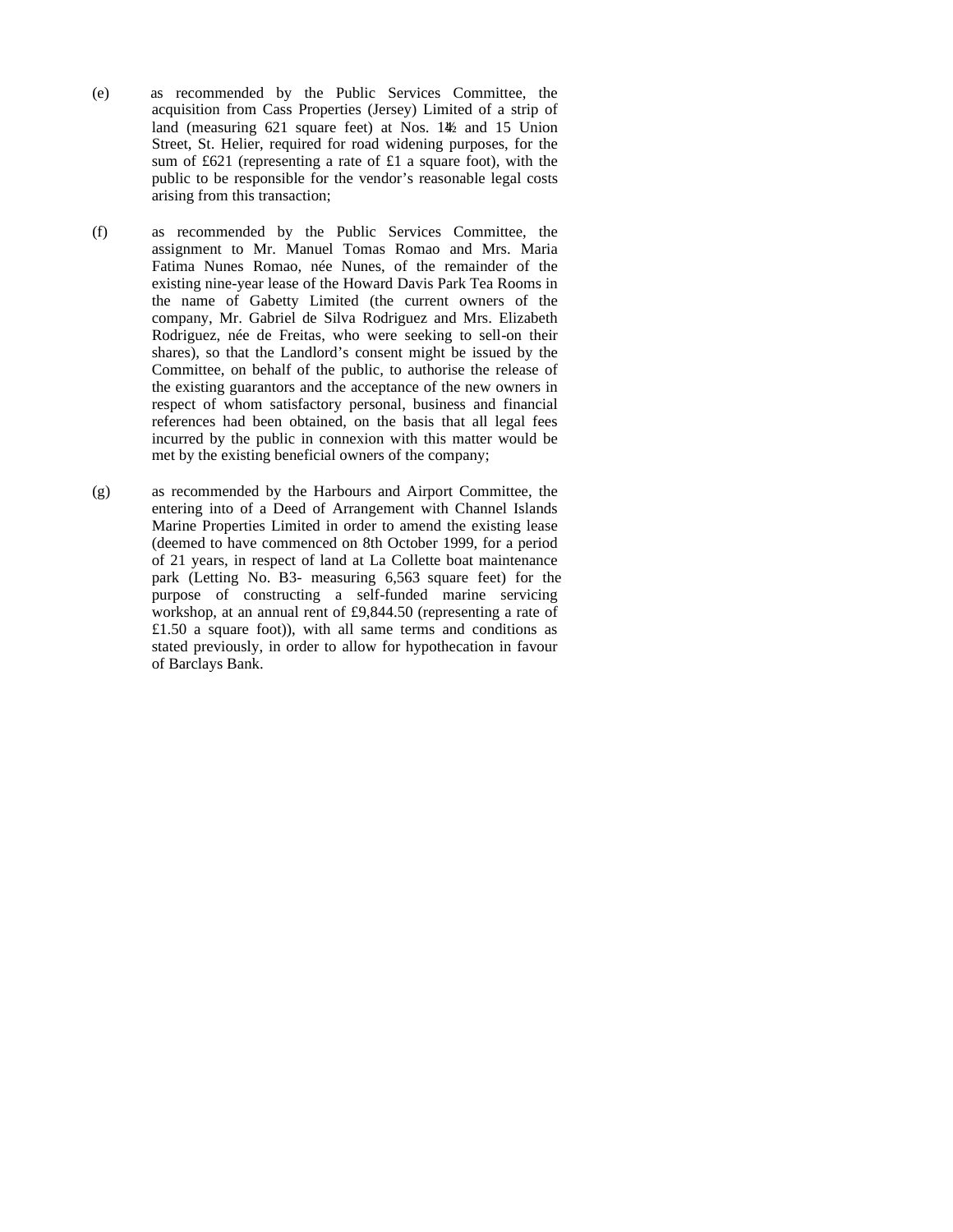(e) as recommended by the Public Services Committee, the acquisition from Cass Properties (Jersey) Limited of a strip of land (measuring 621 square feet) at Nos. 14½ and 15 Union Street, St. Helier, required for road widening purposes, for the sum of £621 (representing a rate of £1 a square foot), with the public to be responsible for the vendor's reasonable legal costs arising from this transaction;

(f) as recommended by the Public Services Committee, the assignment to Mr. Manuel Tomas Romao and Mrs. Maria Fatima Nunes Romao, née Nunes, of the remainder of the existing nine-year lease of the Howard Davis Park Tea Rooms in the name of Gabetty Limited (the current owners of the company, Mr. Gabriel de Silva Rodriguez and Mrs. Elizabeth Rodriguez, née de Freitas, who were seeking to sell-on their shares), so that the Landlord's consent might be issued by the Committee, on behalf of the public, to authorise the release of the existing guarantors and the acceptance of the new owners in respect of whom satisfactory personal, business and financial references had been obtained, on the basis that all legal fees incurred by the public in connexion with this matter would be met by the existing beneficial owners of the company;

(g) as recommended by the Harbours and Airport Committee, the entering into of a Deed of Arrangement with Channel Islands Marine Properties Limited in order to amend the existing lease (deemed to have commenced on 8th October 1999, for a period of 21 years, in respect of land at La Collette boat maintenance park (Letting No. B3- measuring 6,563 square feet) for the purpose of constructing a self-funded marine servicing workshop, at an annual rent of £9,844.50 (representing a rate of £1.50 a square foot)), with all same terms and conditions as stated previously, in order to allow for hypothecation in favour of Barclays Bank.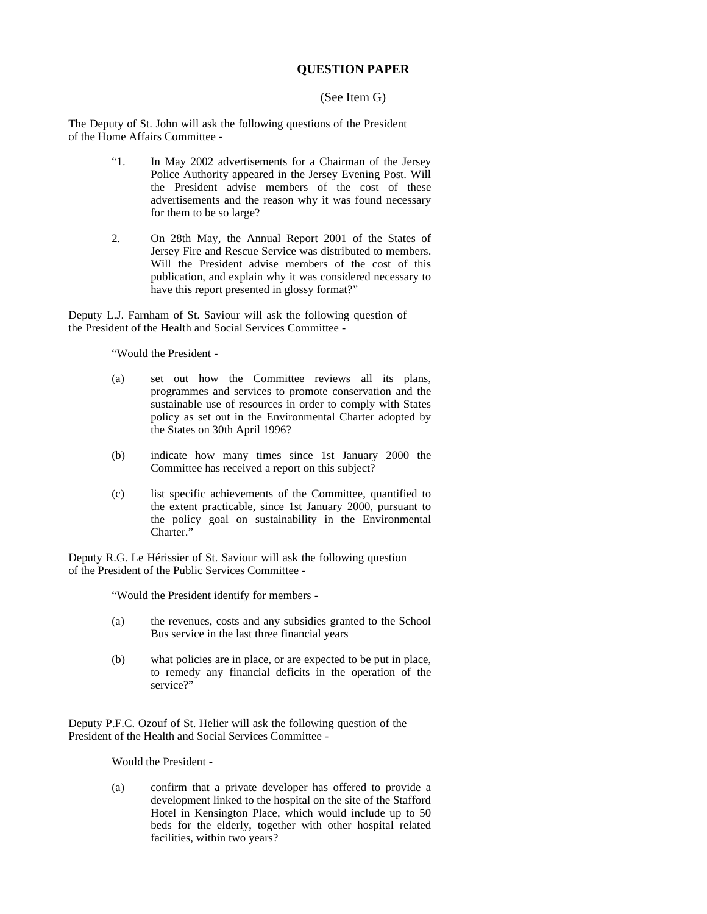## QUESTION PAPER

(See Item G)

The Deputy of St. John will ask the following questions of the President of the Home Affairs Committee -

"1. In May 2002 advertisements for a Chairman of the Jersey Police Authority appeared in the Jersey Evening Post. Will the President advise members of the cost of these advertisements and the reason why it was found necessary for them to be so large?

2. On 28th May, the Annual Report 2001 of the States of Jersey Fire and Rescue Service was distributed to members. Will the President advise members of the cost of this publication, and explain why it was considered necessary to have this report presented in glossy format?"

Deputy L.J. Farnham of St. Saviour will ask the following question of the President of the Health and Social Services Committee -

"Would the President -

(a) set out how the Committee reviews all its plans, programmes and services to promote conservation and the sustainable use of resources in order to comply with States policy as set out in the Environmental Charter adopted by the States on 30th April 1996?

(b) indicate how many times since 1st January 2000 the Committee has received a report on this subject?

(c) list specific achievements of the Committee, quantified to the extent practicable, since 1st January 2000, pursuant to the policy goal on sustainability in the Environmental Charter."

Deputy R.G. Le Hérissier of St. Saviour will ask the following question of the President of the Public Services Committee -

"Would the President identify for members -

(a) the revenues, costs and any subsidies granted to the School Bus service in the last three financial years

(b) what policies are in place, or are expected to be put in place, to remedy any financial deficits in the operation of the service?"

Deputy P.F.C. Ozouf of St. Helier will ask the following question of the President of the Health and Social Services Committee -

Would the President -

(a) confirm that a private developer has offered to provide a development linked to the hospital on the site of the Stafford Hotel in Kensington Place, which would include up to 50 beds for the elderly, together with other hospital related facilities, within two years?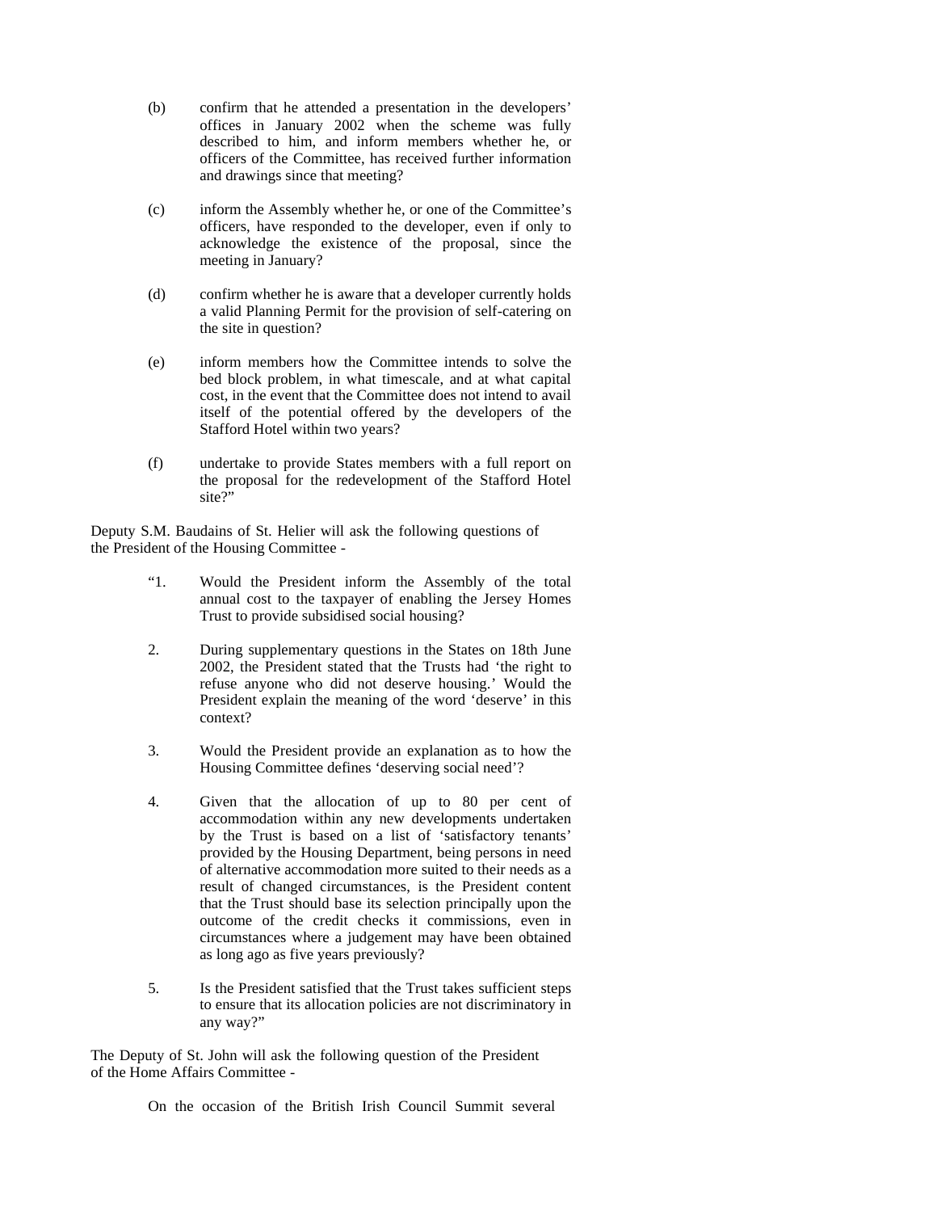(b) confirm that he attended a presentation in the developers' offices in January 2002 when the scheme was fully described to him, and inform members whether he, or officers of the Committee, has received further information and drawings since that meeting?

(c) inform the Assembly whether he, or one of the Committee's officers, have responded to the developer, even if only to acknowledge the existence of the proposal, since the meeting in January?

(d) confirm whether he is aware that a developer currently holds a valid Planning Permit for the provision of self-catering on the site in question?

(e) inform members how the Committee intends to solve the bed block problem, in what timescale, and at what capital cost, in the event that the Committee does not intend to avail itself of the potential offered by the developers of the Stafford Hotel within two years?

(f) undertake to provide States members with a full report on the proposal for the redevelopment of the Stafford Hotel site?"

Deputy S.M. Baudains of St. Helier will ask the following questions of the President of the Housing Committee -

"1. Would the President inform the Assembly of the total annual cost to the taxpayer of enabling the Jersey Homes Trust to provide subsidised social housing?

2. During supplementary questions in the States on 18th June 2002, the President stated that the Trusts had 'the right to refuse anyone who did not deserve housing.' Would the President explain the meaning of the word 'deserve' in this context?

3. Would the President provide an explanation as to how the Housing Committee defines 'deserving social need'?

4. Given that the allocation of up to 80 per cent of accommodation within any new developments undertaken by the Trust is based on a list of 'satisfactory tenants' provided by the Housing Department, being persons in need of alternative accommodation more suited to their needs as a result of changed circumstances, is the President content that the Trust should base its selection principally upon the outcome of the credit checks it commissions, even in circumstances where a judgement may have been obtained as long ago as five years previously?

5. Is the President satisfied that the Trust takes sufficient steps to ensure that its allocation policies are not discriminatory in any way?"

The Deputy of St. John will ask the following question of the President of the Home Affairs Committee -

On the occasion of the British Irish Council Summit several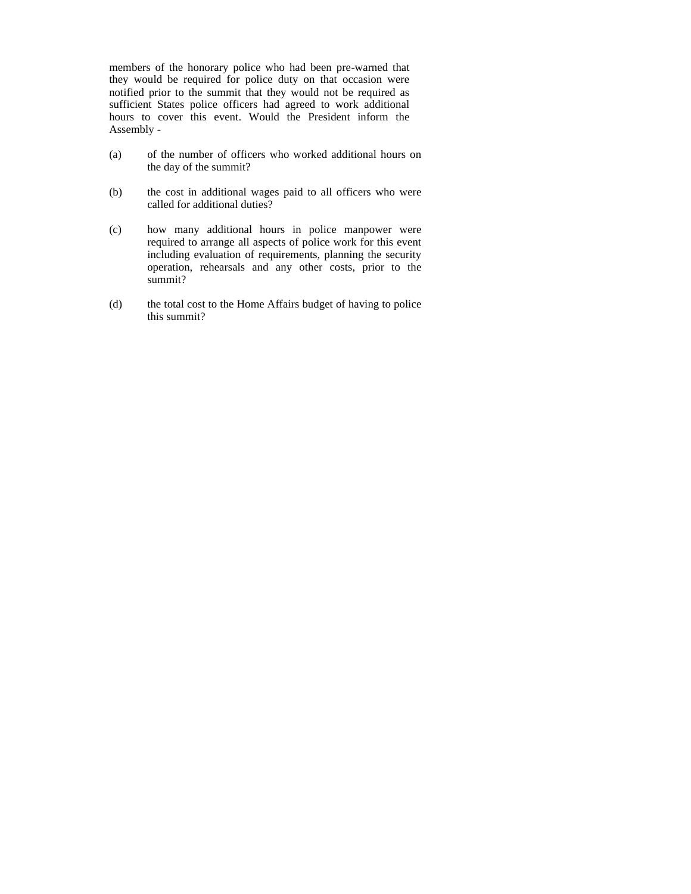members of the honorary police who had been pre-warned that they would be required for police duty on that occasion were notified prior to the summit that they would not be required as sufficient States police officers had agreed to work additional hours to cover this event. Would the President inform the Assembly -

(a) of the number of officers who worked additional hours on the day of the summit?

(b) the cost in additional wages paid to all officers who were called for additional duties?

(c) how many additional hours in police manpower were required to arrange all aspects of police work for this event including evaluation of requirements, planning the security operation, rehearsals and any other costs, prior to the summit?

(d) the total cost to the Home Affairs budget of having to police this summit?